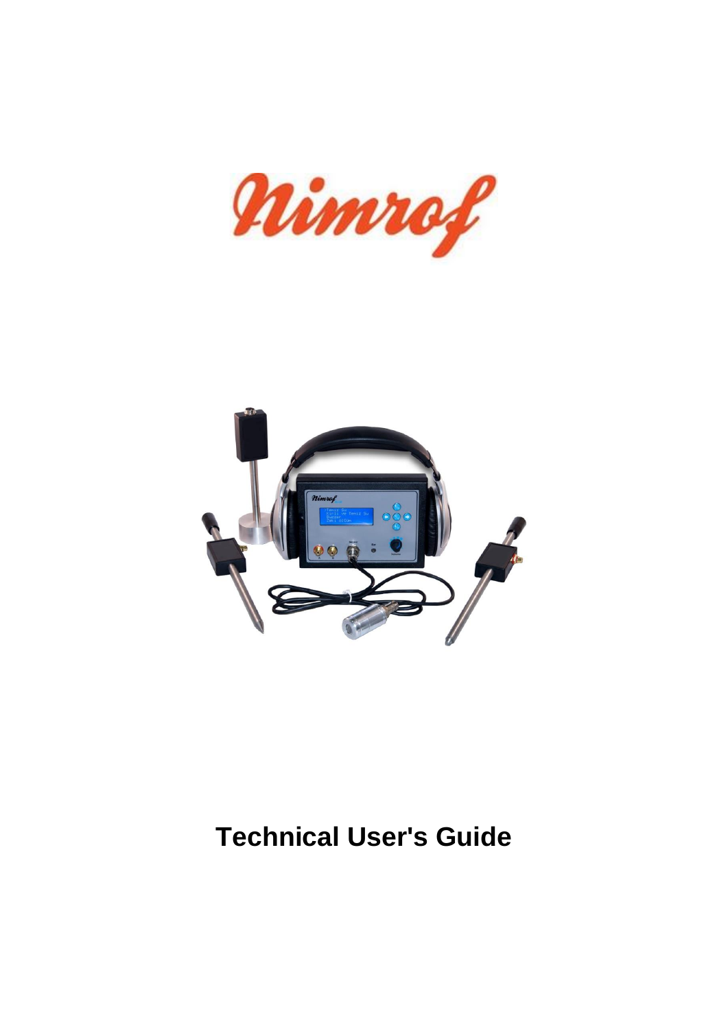Nimrof

# Technical User's Guide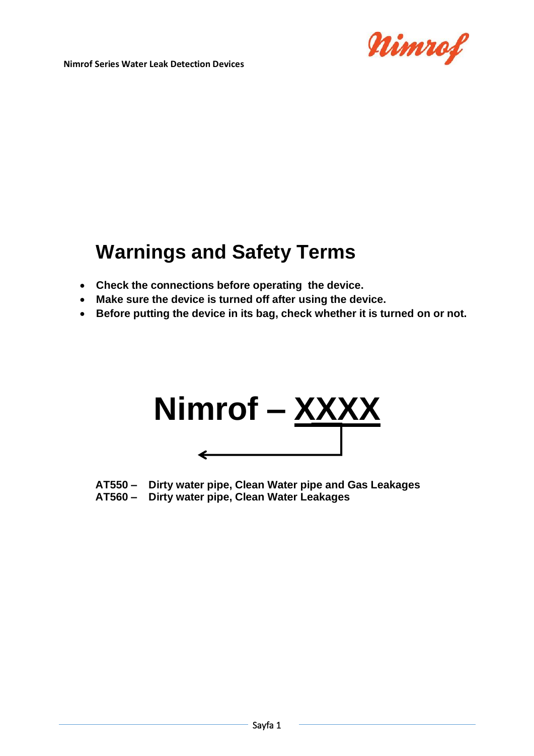# Warnings and Safety Terms

- **Check the connections before operating the device.**
- **Make sure the device is turned off after using the device.**
- **Before putting the device in its bag, check whether it is turned on or not.**

# Nimrof – XXXX

**AT550 –** **Dirty water pipe, Clean Water pipe and Gas Leakages**
**AT560 –** **Dirty water pipe, Clean Water Leakages**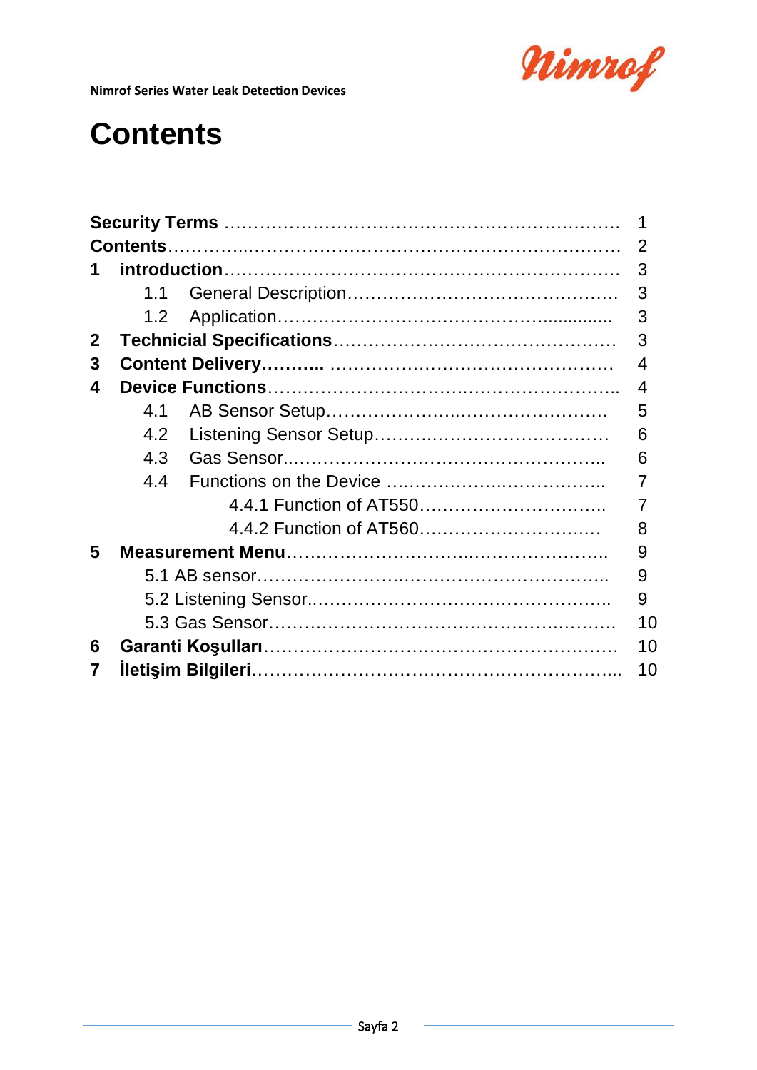# Contents

| | | |
|---|---|---|
| **Security Terms** | | 1 |
| **Contents** | | 2 |
| **1** | **introduction** | 3 |
| | 1.1 General Description | 3 |
| | 1.2 Application | 3 |
| **2** | **Technical Specifications** | 3 |
| **3** | **Content Delivery** | 4 |
| **4** | **Device Functions** | 4 |
| | 4.1 AB Sensor Setup | 5 |
| | 4.2 Listening Sensor Setup | 6 |
| | 4.3 Gas Sensor | 6 |
| | 4.4 Functions on the Device | 7 |
| | 4.4.1 Function of AT550 | 7 |
| | 4.4.2 Function of AT560 | 8 |
| **5** | **Measurement Menu** | 9 |
| | 5.1 AB sensor | 9 |
| | 5.2 Listening Sensor | 9 |
| | 5.3 Gas Sensor | 10 |
| **6** | **Garanti Koşulları** | 10 |
| **7** | **İletişim Bilgileri** | 10 |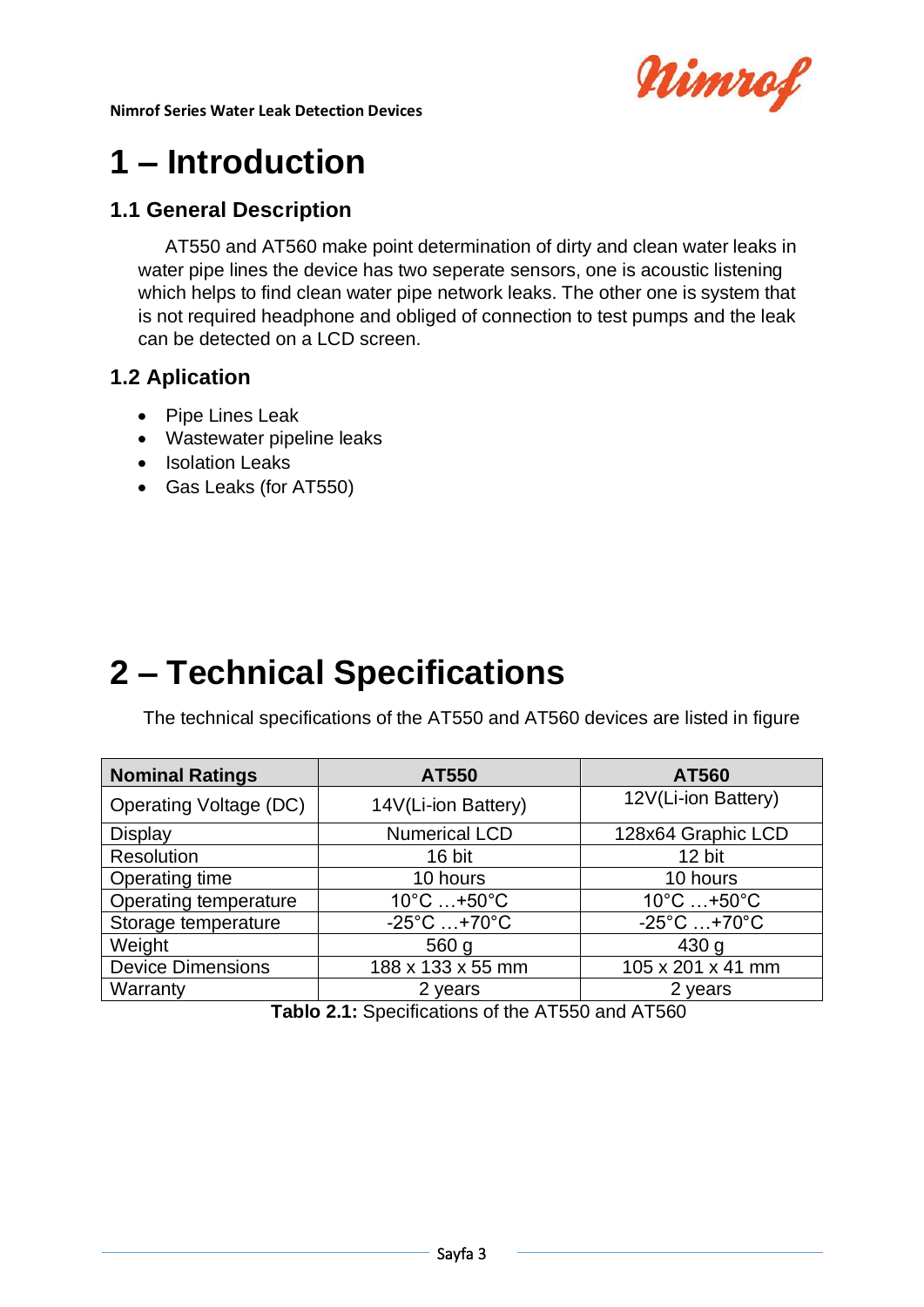# 1 – Introduction

## 1.1 General Description

AT550 and AT560 make point determination of dirty and clean water leaks in water pipe lines the device has two seperate sensors, one is acoustic listening which helps to find clean water pipe network leaks. The other one is system that is not required headphone and obliged of connection to test pumps and the leak can be detected on a LCD screen.

## 1.2 Aplication

- Pipe Lines Leak
- Wastewater pipeline leaks
- Isolation Leaks
- Gas Leaks (for AT550)

# 2 – Technical Specifications

The technical specifications of the AT550 and AT560 devices are listed in figure

| Nominal Ratings | AT550 | AT560 |
|---|---|---|
| Operating Voltage (DC) | 14V(Li-ion Battery) | 12V(Li-ion Battery) |
| Display | Numerical LCD | 128x64 Graphic LCD |
| Resolution | 16 bit | 12 bit |
| Operating time | 10 hours | 10 hours |
| Operating temperature | 10°C …+50°C | 10°C …+50°C |
| Storage temperature | -25°C …+70°C | -25°C …+70°C |
| Weight | 560 g | 430 g |
| Device Dimensions | 188 x 133 x 55 mm | 105 x 201 x 41 mm |
| Warranty | 2 years | 2 years |

**Tablo 2.1:** Specifications of the AT550 and AT560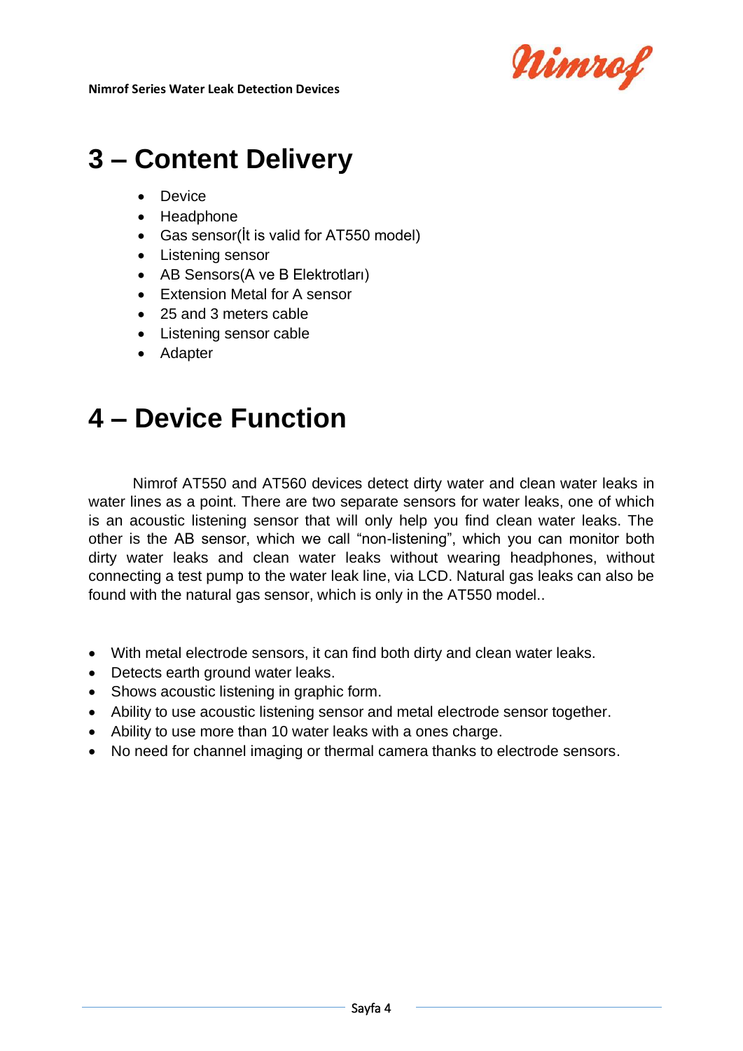# 3 – Content Delivery

- Device
- Headphone
- Gas sensor(İt is valid for AT550 model)
- Listening sensor
- AB Sensors(A ve B Elektrotları)
- Extension Metal for A sensor
- 25 and 3 meters cable
- Listening sensor cable
- Adapter

# 4 – Device Function

Nimrof AT550 and AT560 devices detect dirty water and clean water leaks in water lines as a point. There are two separate sensors for water leaks, one of which is an acoustic listening sensor that will only help you find clean water leaks. The other is the AB sensor, which we call “non-listening”, which you can monitor both dirty water leaks and clean water leaks without wearing headphones, without connecting a test pump to the water leak line, via LCD. Natural gas leaks can also be found with the natural gas sensor, which is only in the AT550 model..

- With metal electrode sensors, it can find both dirty and clean water leaks.
- Detects earth ground water leaks.
- Shows acoustic listening in graphic form.
- Ability to use acoustic listening sensor and metal electrode sensor together.
- Ability to use more than 10 water leaks with a ones charge.
- No need for channel imaging or thermal camera thanks to electrode sensors.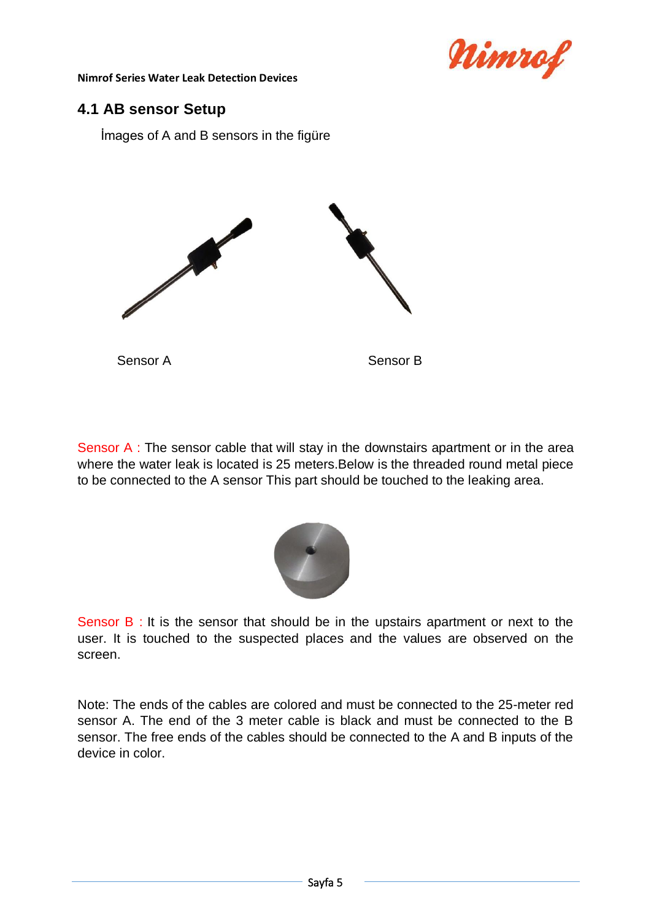## 4.1 AB sensor Setup

İmages of A and B sensors in the figüre

Sensor A

Sensor B

Sensor A : The sensor cable that will stay in the downstairs apartment or in the area where the water leak is located is 25 meters.Below is the threaded round metal piece to be connected to the A sensor This part should be touched to the leaking area.

Sensor B : It is the sensor that should be in the upstairs apartment or next to the user. It is touched to the suspected places and the values are observed on the screen.

Note: The ends of the cables are colored and must be connected to the 25-meter red sensor A. The end of the 3 meter cable is black and must be connected to the B sensor. The free ends of the cables should be connected to the A and B inputs of the device in color.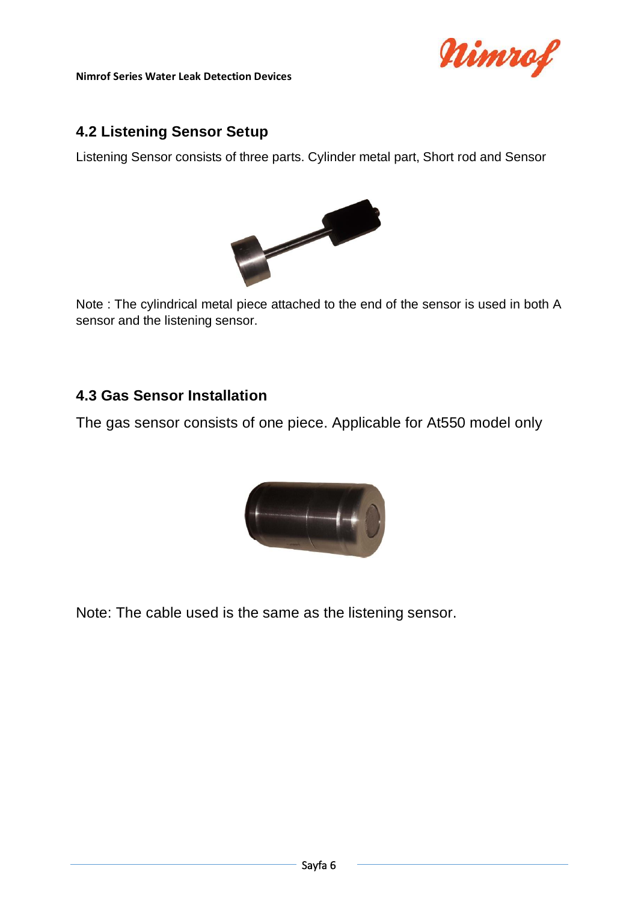## 4.2 Listening Sensor Setup

Listening Sensor consists of three parts. Cylinder metal part, Short rod and Sensor

Note : The cylindrical metal piece attached to the end of the sensor is used in both A sensor and the listening sensor.

## 4.3 Gas Sensor Installation

The gas sensor consists of one piece. Applicable for At550 model only

Note: The cable used is the same as the listening sensor.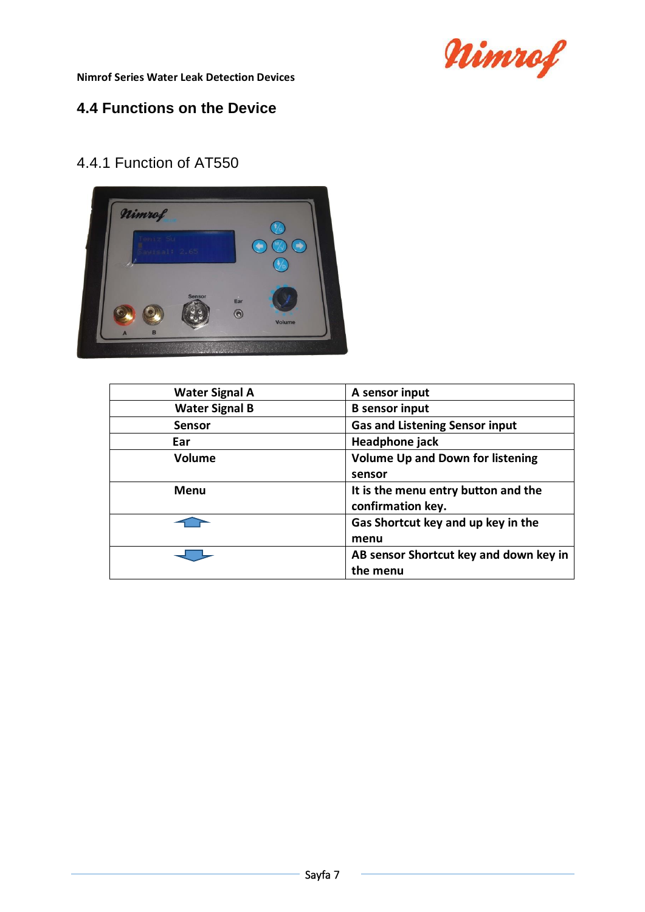## 4.4 Functions on the Device

### 4.4.1 Function of AT550

| Water Signal A | A sensor input |
|---|---|
| Water Signal B | B sensor input |
| Sensor | Gas and Listening Sensor input |
| Ear | Headphone jack |
| Volume | Volume Up and Down for listening sensor |
| Menu | It is the menu entry button and the confirmation key. |
| ↑ | Gas Shortcut key and up key in the menu |
| ↓ | AB sensor Shortcut key and down key in the menu |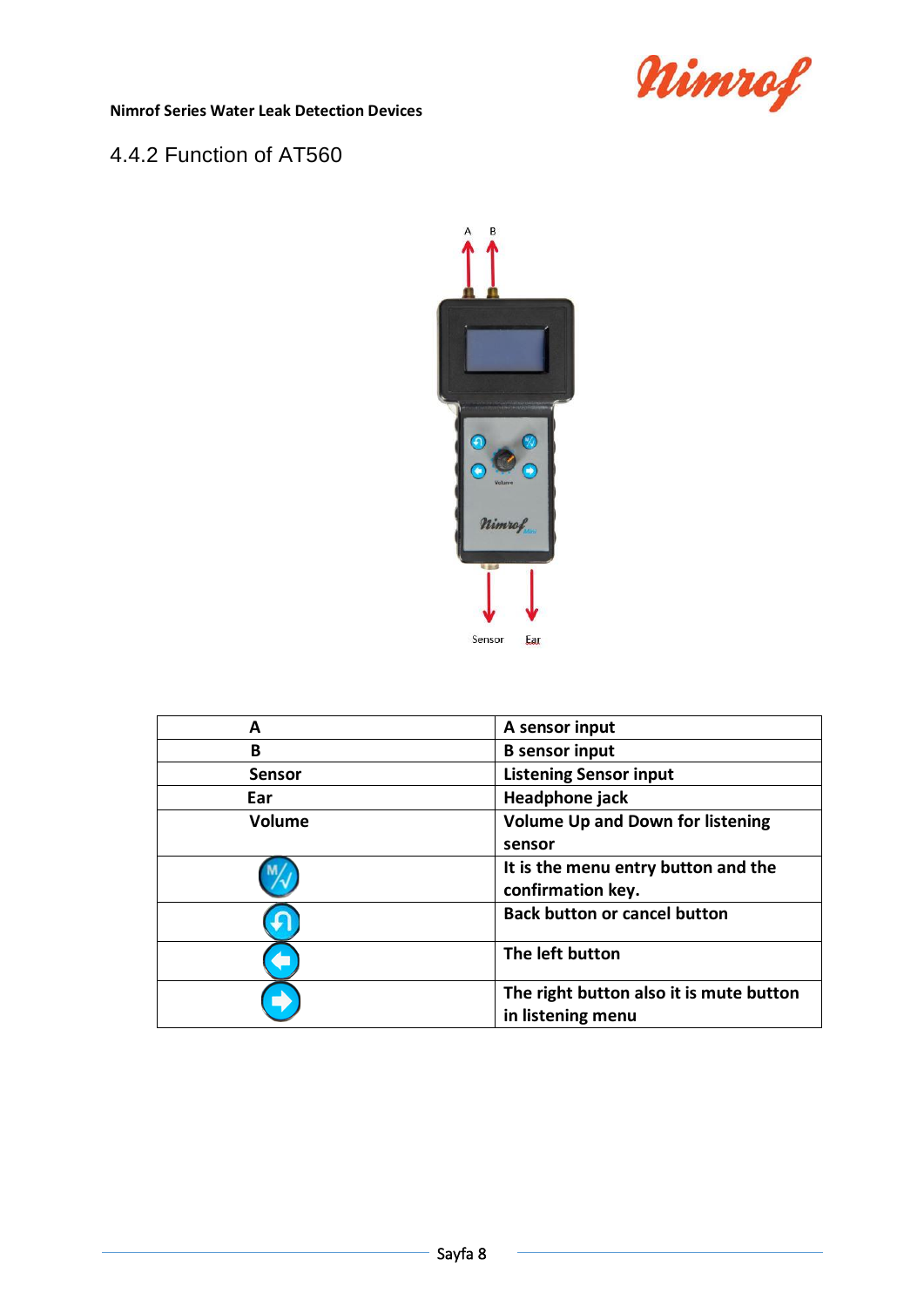## 4.4.2 Function of AT560

| A | A sensor input |
|---|---|
| B | B sensor input |
| Sensor | Listening Sensor input |
| Ear | Headphone jack |
| Volume | Volume Up and Down for listening sensor |
| | It is the menu entry button and the confirmation key. |
| | Back button or cancel button |
| | The left button |
| | The right button also it is mute button in listening menu |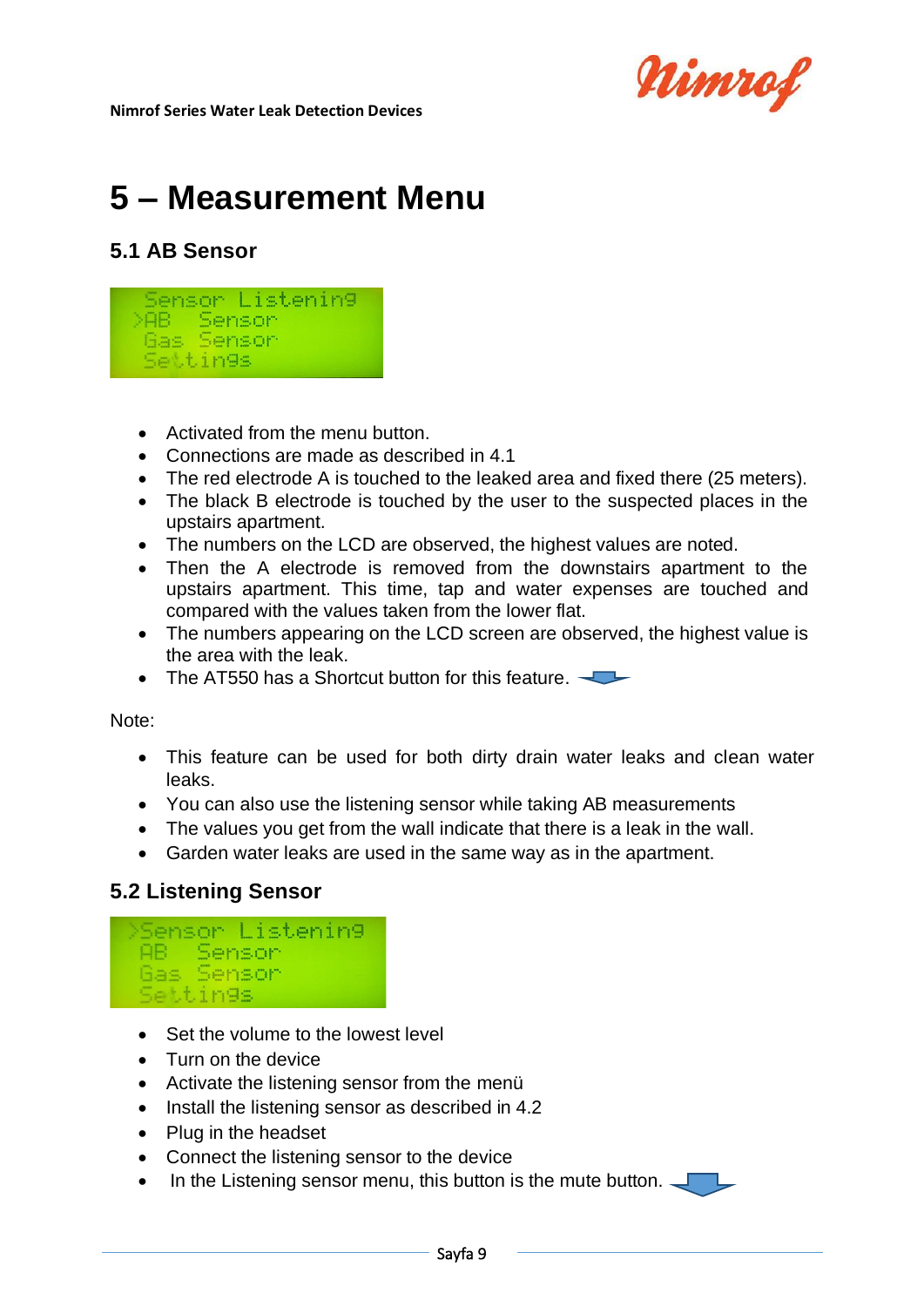# 5 – Measurement Menu

## 5.1 AB Sensor

```
 Sensor Listening
>AB   Sensor
 Gas  Sensor
 Settings
```

- Activated from the menu button.
- Connections are made as described in 4.1
- The red electrode A is touched to the leaked area and fixed there (25 meters).
- The black B electrode is touched by the user to the suspected places in the upstairs apartment.
- The numbers on the LCD are observed, the highest values are noted.
- Then the A electrode is removed from the downstairs apartment to the upstairs apartment. This time, tap and water expenses are touched and compared with the values taken from the lower flat.
- The numbers appearing on the LCD screen are observed, the highest value is the area with the leak.
- The AT550 has a Shortcut button for this feature.

Note:

- This feature can be used for both dirty drain water leaks and clean water leaks.
- You can also use the listening sensor while taking AB measurements
- The values you get from the wall indicate that there is a leak in the wall.
- Garden water leaks are used in the same way as in the apartment.

## 5.2 Listening Sensor

```
>Sensor Listening
 AB   Sensor
 Gas  Sensor
 Settings
```

- Set the volume to the lowest level
- Turn on the device
- Activate the listening sensor from the menü
- Install the listening sensor as described in 4.2
- Plug in the headset
- Connect the listening sensor to the device
- In the Listening sensor menu, this button is the mute button.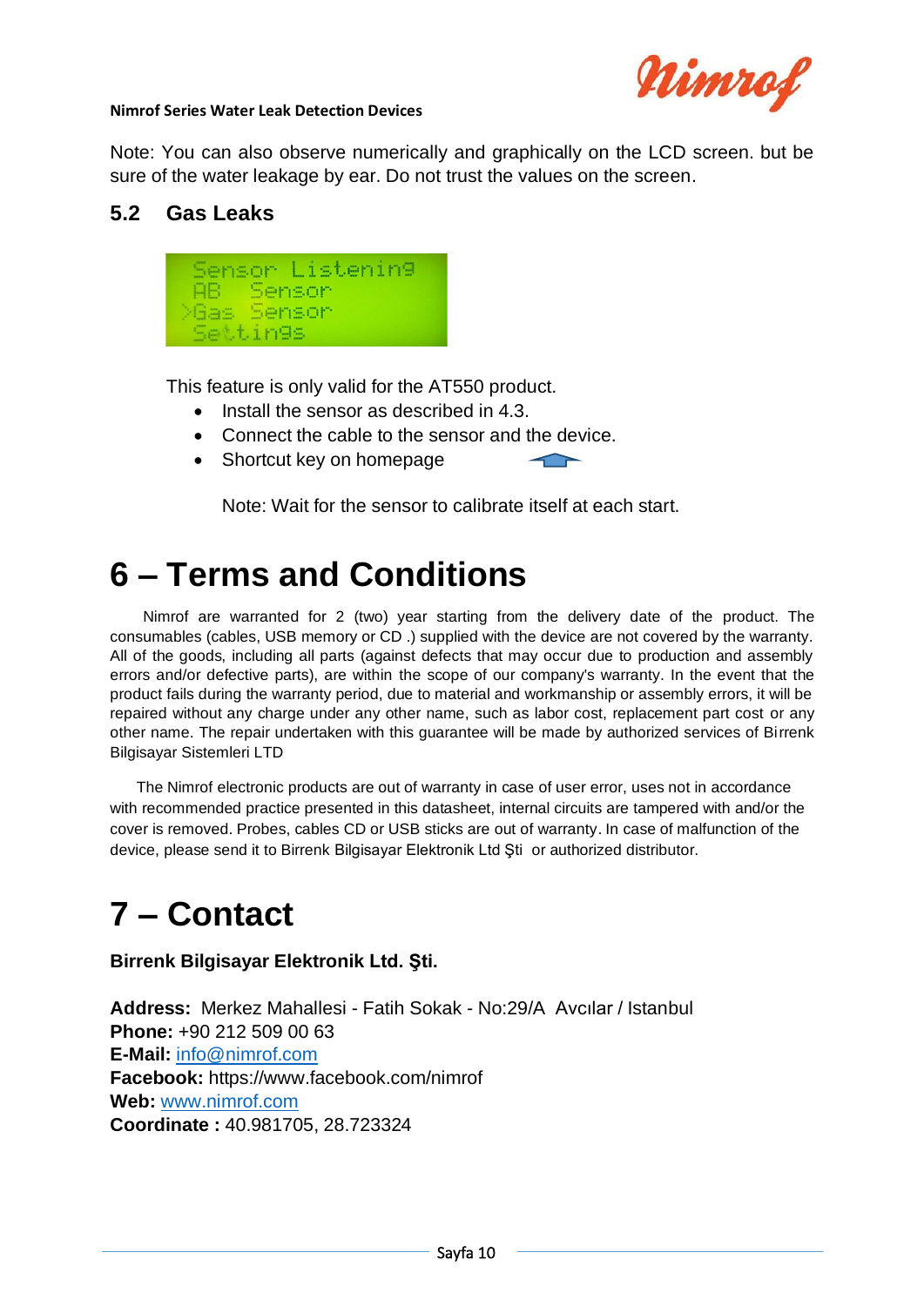Note: You can also observe numerically and graphically on the LCD screen. but be sure of the water leakage by ear. Do not trust the values on the screen.

## 5.2 Gas Leaks

This feature is only valid for the AT550 product.

- Install the sensor as described in 4.3.
- Connect the cable to the sensor and the device.
- Shortcut key on homepage

Note: Wait for the sensor to calibrate itself at each start.

# 6 – Terms and Conditions

Nimrof are warranted for 2 (two) year starting from the delivery date of the product. The consumables (cables, USB memory or CD .) supplied with the device are not covered by the warranty. All of the goods, including all parts (against defects that may occur due to production and assembly errors and/or defective parts), are within the scope of our company's warranty. In the event that the product fails during the warranty period, due to material and workmanship or assembly errors, it will be repaired without any charge under any other name, such as labor cost, replacement part cost or any other name. The repair undertaken with this guarantee will be made by authorized services of Birrenk Bilgisayar Sistemleri LTD

The Nimrof electronic products are out of warranty in case of user error, uses not in accordance with recommended practice presented in this datasheet, internal circuits are tampered with and/or the cover is removed. Probes, cables CD or USB sticks are out of warranty. In case of malfunction of the device, please send it to Birrenk Bilgisayar Elektronik Ltd Şti or authorized distributor.

# 7 – Contact

**Birrenk Bilgisayar Elektronik Ltd. Şti.**

**Address:** Merkez Mahallesi - Fatih Sokak - No:29/A Avcılar / Istanbul
**Phone:** +90 212 509 00 63
**E-Mail:** info@nimrof.com
**Facebook:** https://www.facebook.com/nimrof
**Web:** www.nimrof.com
**Coordinate :** 40.981705, 28.723324